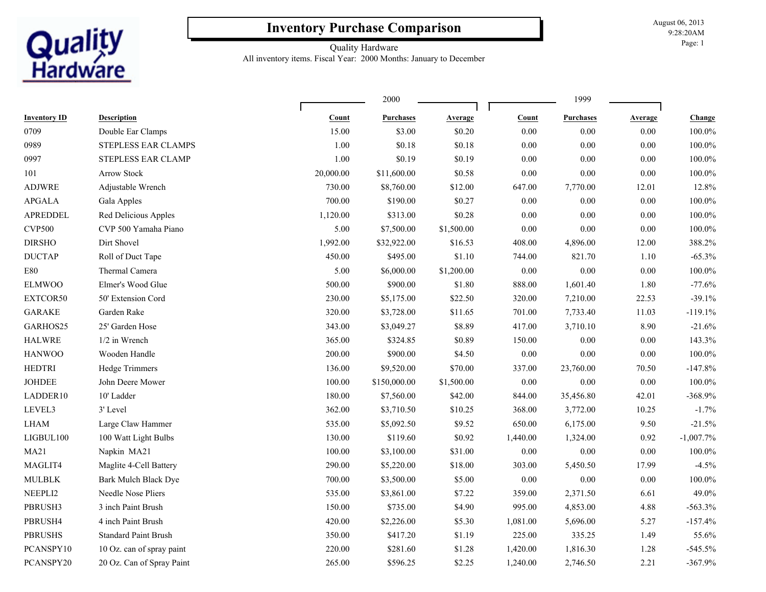# Inventory Purchase Comparison

Quality Hardware
All inventory items. Fiscal Year: 2000 Months: January to December

August 06, 2013
9:28:20AM

| Inventory ID | Description | 2000 Count | 2000 Purchases | 2000 Average | 1999 Count | 1999 Purchases | 1999 Average | Change |
|---|---|---|---|---|---|---|---|---|
| 0709 | Double Ear Clamps | 15.00 | $3.00 | $0.20 | 0.00 | 0.00 | 0.00 | 100.0% |
| 0989 | STEPLESS EAR CLAMPS | 1.00 | $0.18 | $0.18 | 0.00 | 0.00 | 0.00 | 100.0% |
| 0997 | STEPLESS EAR CLAMP | 1.00 | $0.19 | $0.19 | 0.00 | 0.00 | 0.00 | 100.0% |
| 101 | Arrow Stock | 20,000.00 | $11,600.00 | $0.58 | 0.00 | 0.00 | 0.00 | 100.0% |
| ADJWRE | Adjustable Wrench | 730.00 | $8,760.00 | $12.00 | 647.00 | 7,770.00 | 12.01 | 12.8% |
| APGALA | Gala Apples | 700.00 | $190.00 | $0.27 | 0.00 | 0.00 | 0.00 | 100.0% |
| APREDDEL | Red Delicious Apples | 1,120.00 | $313.00 | $0.28 | 0.00 | 0.00 | 0.00 | 100.0% |
| CVP500 | CVP 500 Yamaha Piano | 5.00 | $7,500.00 | $1,500.00 | 0.00 | 0.00 | 0.00 | 100.0% |
| DIRSHO | Dirt Shovel | 1,992.00 | $32,922.00 | $16.53 | 408.00 | 4,896.00 | 12.00 | 388.2% |
| DUCTAP | Roll of Duct Tape | 450.00 | $495.00 | $1.10 | 744.00 | 821.70 | 1.10 | -65.3% |
| E80 | Thermal Camera | 5.00 | $6,000.00 | $1,200.00 | 0.00 | 0.00 | 0.00 | 100.0% |
| ELMWOO | Elmer's Wood Glue | 500.00 | $900.00 | $1.80 | 888.00 | 1,601.40 | 1.80 | -77.6% |
| EXTCOR50 | 50' Extension Cord | 230.00 | $5,175.00 | $22.50 | 320.00 | 7,210.00 | 22.53 | -39.1% |
| GARAKE | Garden Rake | 320.00 | $3,728.00 | $11.65 | 701.00 | 7,733.40 | 11.03 | -119.1% |
| GARHOS25 | 25' Garden Hose | 343.00 | $3,049.27 | $8.89 | 417.00 | 3,710.10 | 8.90 | -21.6% |
| HALWRE | 1/2 in Wrench | 365.00 | $324.85 | $0.89 | 150.00 | 0.00 | 0.00 | 143.3% |
| HANWOO | Wooden Handle | 200.00 | $900.00 | $4.50 | 0.00 | 0.00 | 0.00 | 100.0% |
| HEDTRI | Hedge Trimmers | 136.00 | $9,520.00 | $70.00 | 337.00 | 23,760.00 | 70.50 | -147.8% |
| JOHDEE | John Deere Mower | 100.00 | $150,000.00 | $1,500.00 | 0.00 | 0.00 | 0.00 | 100.0% |
| LADDER10 | 10' Ladder | 180.00 | $7,560.00 | $42.00 | 844.00 | 35,456.80 | 42.01 | -368.9% |
| LEVEL3 | 3' Level | 362.00 | $3,710.50 | $10.25 | 368.00 | 3,772.00 | 10.25 | -1.7% |
| LHAM | Large Claw Hammer | 535.00 | $5,092.50 | $9.52 | 650.00 | 6,175.00 | 9.50 | -21.5% |
| LIGBUL100 | 100 Watt Light Bulbs | 130.00 | $119.60 | $0.92 | 1,440.00 | 1,324.00 | 0.92 | -1,007.7% |
| MA21 | Napkin MA21 | 100.00 | $3,100.00 | $31.00 | 0.00 | 0.00 | 0.00 | 100.0% |
| MAGLIT4 | Maglite 4-Cell Battery | 290.00 | $5,220.00 | $18.00 | 303.00 | 5,450.50 | 17.99 | -4.5% |
| MULBLK | Bark Mulch Black Dye | 700.00 | $3,500.00 | $5.00 | 0.00 | 0.00 | 0.00 | 100.0% |
| NEEPLI2 | Needle Nose Pliers | 535.00 | $3,861.00 | $7.22 | 359.00 | 2,371.50 | 6.61 | 49.0% |
| PBRUSH3 | 3 inch Paint Brush | 150.00 | $735.00 | $4.90 | 995.00 | 4,853.00 | 4.88 | -563.3% |
| PBRUSH4 | 4 inch Paint Brush | 420.00 | $2,226.00 | $5.30 | 1,081.00 | 5,696.00 | 5.27 | -157.4% |
| PBRUSHS | Standard Paint Brush | 350.00 | $417.20 | $1.19 | 225.00 | 335.25 | 1.49 | 55.6% |
| PCANSPY10 | 10 Oz. can of spray paint | 220.00 | $281.60 | $1.28 | 1,420.00 | 1,816.30 | 1.28 | -545.5% |
| PCANSPY20 | 20 Oz. Can of Spray Paint | 265.00 | $596.25 | $2.25 | 1,240.00 | 2,746.50 | 2.21 | -367.9% |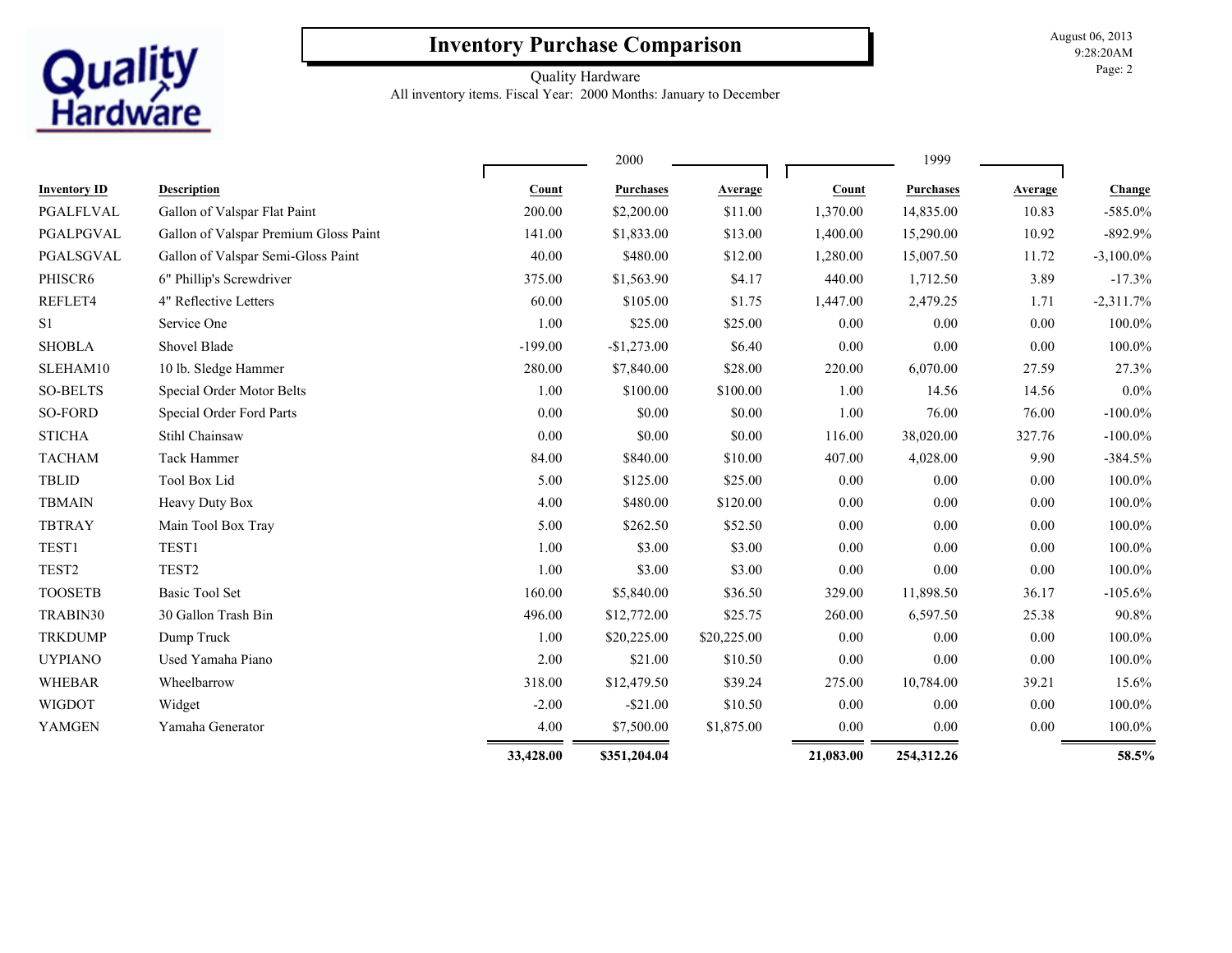# Inventory Purchase Comparison

Quality Hardware
All inventory items. Fiscal Year: 2000 Months: January to December

August 06, 2013
9:28:20AM

| | | 2000 | | | 1999 | | | |
|---|---|---|---|---|---|---|---|---|
| **Inventory ID** | **Description** | **Count** | **Purchases** | **Average** | **Count** | **Purchases** | **Average** | **Change** |
| PGALFLVAL | Gallon of Valspar Flat Paint | 200.00 | $2,200.00 | $11.00 | 1,370.00 | 14,835.00 | 10.83 | -585.0% |
| PGALPGVAL | Gallon of Valspar Premium Gloss Paint | 141.00 | $1,833.00 | $13.00 | 1,400.00 | 15,290.00 | 10.92 | -892.9% |
| PGALSGVAL | Gallon of Valspar Semi-Gloss Paint | 40.00 | $480.00 | $12.00 | 1,280.00 | 15,007.50 | 11.72 | -3,100.0% |
| PHISCR6 | 6" Phillip's Screwdriver | 375.00 | $1,563.90 | $4.17 | 440.00 | 1,712.50 | 3.89 | -17.3% |
| REFLET4 | 4" Reflective Letters | 60.00 | $105.00 | $1.75 | 1,447.00 | 2,479.25 | 1.71 | -2,311.7% |
| S1 | Service One | 1.00 | $25.00 | $25.00 | 0.00 | 0.00 | 0.00 | 100.0% |
| SHOBLA | Shovel Blade | -199.00 | -$1,273.00 | $6.40 | 0.00 | 0.00 | 0.00 | 100.0% |
| SLEHAM10 | 10 lb. Sledge Hammer | 280.00 | $7,840.00 | $28.00 | 220.00 | 6,070.00 | 27.59 | 27.3% |
| SO-BELTS | Special Order Motor Belts | 1.00 | $100.00 | $100.00 | 1.00 | 14.56 | 14.56 | 0.0% |
| SO-FORD | Special Order Ford Parts | 0.00 | $0.00 | $0.00 | 1.00 | 76.00 | 76.00 | -100.0% |
| STICHA | Stihl Chainsaw | 0.00 | $0.00 | $0.00 | 116.00 | 38,020.00 | 327.76 | -100.0% |
| TACHAM | Tack Hammer | 84.00 | $840.00 | $10.00 | 407.00 | 4,028.00 | 9.90 | -384.5% |
| TBLID | Tool Box Lid | 5.00 | $125.00 | $25.00 | 0.00 | 0.00 | 0.00 | 100.0% |
| TBMAIN | Heavy Duty Box | 4.00 | $480.00 | $120.00 | 0.00 | 0.00 | 0.00 | 100.0% |
| TBTRAY | Main Tool Box Tray | 5.00 | $262.50 | $52.50 | 0.00 | 0.00 | 0.00 | 100.0% |
| TEST1 | TEST1 | 1.00 | $3.00 | $3.00 | 0.00 | 0.00 | 0.00 | 100.0% |
| TEST2 | TEST2 | 1.00 | $3.00 | $3.00 | 0.00 | 0.00 | 0.00 | 100.0% |
| TOOSETB | Basic Tool Set | 160.00 | $5,840.00 | $36.50 | 329.00 | 11,898.50 | 36.17 | -105.6% |
| TRABIN30 | 30 Gallon Trash Bin | 496.00 | $12,772.00 | $25.75 | 260.00 | 6,597.50 | 25.38 | 90.8% |
| TRKDUMP | Dump Truck | 1.00 | $20,225.00 | $20,225.00 | 0.00 | 0.00 | 0.00 | 100.0% |
| UYPIANO | Used Yamaha Piano | 2.00 | $21.00 | $10.50 | 0.00 | 0.00 | 0.00 | 100.0% |
| WHEBAR | Wheelbarrow | 318.00 | $12,479.50 | $39.24 | 275.00 | 10,784.00 | 39.21 | 15.6% |
| WIGDOT | Widget | -2.00 | -$21.00 | $10.50 | 0.00 | 0.00 | 0.00 | 100.0% |
| YAMGEN | Yamaha Generator | 4.00 | $7,500.00 | $1,875.00 | 0.00 | 0.00 | 0.00 | 100.0% |
| | | **33,428.00** | **$351,204.04** | | **21,083.00** | **254,312.26** | | **58.5%** |